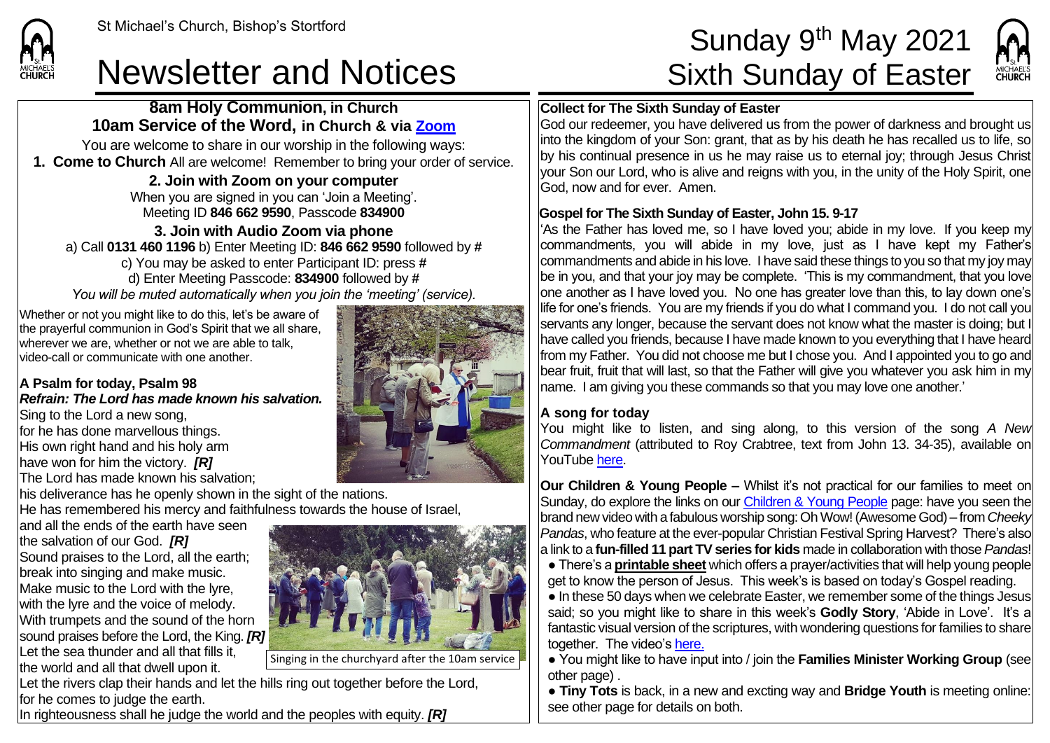St Michael's Church, Bishop's Stortford

# Newsletter and Notices

# Sunday 9th May 2021
# Sixth Sunday of Easter

## 8am Holy Communion, in Church
## 10am Service of the Word, in Church & via Zoom

You are welcome to share in our worship in the following ways:

**1. Come to Church** All are welcome! Remember to bring your order of service.

**2. Join with Zoom on your computer**
When you are signed in you can 'Join a Meeting'.
Meeting ID **846 662 9590**, Passcode **834900**

**3. Join with Audio Zoom via phone**
a) Call **0131 460 1196** b) Enter Meeting ID: **846 662 9590** followed by **#**
c) You may be asked to enter Participant ID: press **#**
d) Enter Meeting Passcode: **834900** followed by **#**
*You will be muted automatically when you join the 'meeting' (service).*

Whether or not you might like to do this, let's be aware of the prayerful communion in God's Spirit that we all share, wherever we are, whether or not we are able to talk, video-call or communicate with one another.

**A Psalm for today, Psalm 98**
***Refrain: The Lord has made known his salvation.***

Sing to the Lord a new song,
for he has done marvellous things.
His own right hand and his holy arm
have won for him the victory. ***[R]***
The Lord has made known his salvation;
his deliverance has he openly shown in the sight of the nations.
He has remembered his mercy and faithfulness towards the house of Israel,
and all the ends of the earth have seen
the salvation of our God. ***[R]***
Sound praises to the Lord, all the earth;
break into singing and make music.
Make music to the Lord with the lyre,
with the lyre and the voice of melody.
With trumpets and the sound of the horn
sound praises before the Lord, the King. ***[R]***
Let the sea thunder and all that fills it,
the world and all that dwell upon it.
Let the rivers clap their hands and let the hills ring out together before the Lord,
for he comes to judge the earth.
In righteousness shall he judge the world and the peoples with equity. ***[R]***

Singing in the churchyard after the 10am service

**Collect for The Sixth Sunday of Easter**
God our redeemer, you have delivered us from the power of darkness and brought us into the kingdom of your Son: grant, that as by his death he has recalled us to life, so by his continual presence in us he may raise us to eternal joy; through Jesus Christ your Son our Lord, who is alive and reigns with you, in the unity of the Holy Spirit, one God, now and for ever. Amen.

**Gospel for The Sixth Sunday of Easter, John 15. 9-17**
'As the Father has loved me, so I have loved you; abide in my love. If you keep my commandments, you will abide in my love, just as I have kept my Father's commandments and abide in his love. I have said these things to you so that my joy may be in you, and that your joy may be complete. 'This is my commandment, that you love one another as I have loved you. No one has greater love than this, to lay down one's life for one's friends. You are my friends if you do what I command you. I do not call you servants any longer, because the servant does not know what the master is doing; but I have called you friends, because I have made known to you everything that I have heard from my Father. You did not choose me but I chose you. And I appointed you to go and bear fruit, fruit that will last, so that the Father will give you whatever you ask him in my name. I am giving you these commands so that you may love one another.'

**A song for today**
You might like to listen, and sing along, to this version of the song *A New Commandment* (attributed to Roy Crabtree, text from John 13. 34-35), available on YouTube here.

**Our Children & Young People –** Whilst it's not practical for our families to meet on Sunday, do explore the links on our Children & Young People page: have you seen the brand new video with a fabulous worship song: Oh Wow! (Awesome God) – from *Cheeky Pandas*, who feature at the ever-popular Christian Festival Spring Harvest? There's also a link to a **fun-filled 11 part TV series for kids** made in collaboration with those *Pandas*!

- There's a **printable sheet** which offers a prayer/activities that will help young people get to know the person of Jesus. This week's is based on today's Gospel reading.
- In these 50 days when we celebrate Easter, we remember some of the things Jesus said; so you might like to share in this week's **Godly Story**, 'Abide in Love'. It's a fantastic visual version of the scriptures, with wondering questions for families to share together. The video's here.
- You might like to have input into / join the **Families Minister Working Group** (see other page) .
- **Tiny Tots** is back, in a new and excting way and **Bridge Youth** is meeting online: see other page for details on both.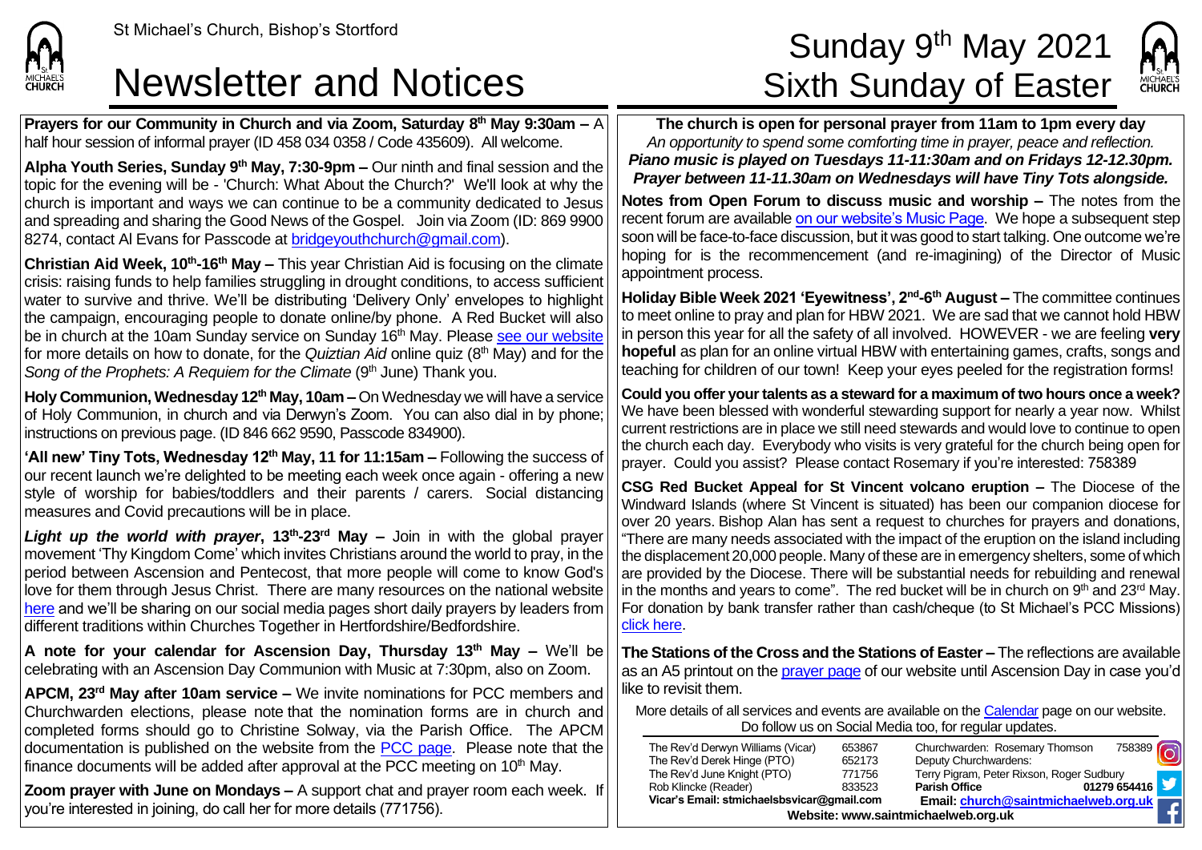St Michael's Church, Bishop's Stortford

# Newsletter and Notices

# Sunday 9th May 2021 Sixth Sunday of Easter

**Prayers for our Community in Church and via Zoom, Saturday 8th May 9:30am –** A half hour session of informal prayer (ID 458 034 0358 / Code 435609). All welcome.

**Alpha Youth Series, Sunday 9th May, 7:30-9pm –** Our ninth and final session and the topic for the evening will be - 'Church: What About the Church?' We'll look at why the church is important and ways we can continue to be a community dedicated to Jesus and spreading and sharing the Good News of the Gospel. Join via Zoom (ID: 869 9900 8274, contact Al Evans for Passcode at bridgeyouthchurch@gmail.com).

**Christian Aid Week, 10th-16th May –** This year Christian Aid is focusing on the climate crisis: raising funds to help families struggling in drought conditions, to access sufficient water to survive and thrive. We'll be distributing 'Delivery Only' envelopes to highlight the campaign, encouraging people to donate online/by phone. A Red Bucket will also be in church at the 10am Sunday service on Sunday 16th May. Please see our website for more details on how to donate, for the *Quiztian Aid* online quiz (8th May) and for the *Song of the Prophets: A Requiem for the Climate* (9th June) Thank you.

**Holy Communion, Wednesday 12th May, 10am –** On Wednesday we will have a service of Holy Communion, in church and via Derwyn's Zoom. You can also dial in by phone; instructions on previous page. (ID 846 662 9590, Passcode 834900).

**'All new' Tiny Tots, Wednesday 12th May, 11 for 11:15am –** Following the success of our recent launch we're delighted to be meeting each week once again - offering a new style of worship for babies/toddlers and their parents / carers. Social distancing measures and Covid precautions will be in place.

***Light up the world with prayer*, 13th-23rd May –** Join in with the global prayer movement 'Thy Kingdom Come' which invites Christians around the world to pray, in the period between Ascension and Pentecost, that more people will come to know God's love for them through Jesus Christ. There are many resources on the national website here and we'll be sharing on our social media pages short daily prayers by leaders from different traditions within Churches Together in Hertfordshire/Bedfordshire.

**A note for your calendar for Ascension Day, Thursday 13th May –** We'll be celebrating with an Ascension Day Communion with Music at 7:30pm, also on Zoom.

**APCM, 23rd May after 10am service –** We invite nominations for PCC members and Churchwarden elections, please note that the nomination forms are in church and completed forms should go to Christine Solway, via the Parish Office. The APCM documentation is published on the website from the PCC page. Please note that the finance documents will be added after approval at the PCC meeting on 10th May.

**Zoom prayer with June on Mondays –** A support chat and prayer room each week. If you're interested in joining, do call her for more details (771756).

**The church is open for personal prayer from 11am to 1pm every day**
*An opportunity to spend some comforting time in prayer, peace and reflection.*
***Piano music is played on Tuesdays 11-11:30am and on Fridays 12-12.30pm. Prayer between 11-11.30am on Wednesdays will have Tiny Tots alongside.***

**Notes from Open Forum to discuss music and worship –** The notes from the recent forum are available on our website's Music Page. We hope a subsequent step soon will be face-to-face discussion, but it was good to start talking. One outcome we're hoping for is the recommencement (and re-imagining) of the Director of Music appointment process.

**Holiday Bible Week 2021 'Eyewitness', 2nd-6th August –** The committee continues to meet online to pray and plan for HBW 2021. We are sad that we cannot hold HBW in person this year for all the safety of all involved. HOWEVER - we are feeling **very hopeful** as plan for an online virtual HBW with entertaining games, crafts, songs and teaching for children of our town! Keep your eyes peeled for the registration forms!

**Could you offer your talents as a steward for a maximum of two hours once a week?** We have been blessed with wonderful stewarding support for nearly a year now. Whilst current restrictions are in place we still need stewards and would love to continue to open the church each day. Everybody who visits is very grateful for the church being open for prayer. Could you assist? Please contact Rosemary if you're interested: 758389

**CSG Red Bucket Appeal for St Vincent volcano eruption –** The Diocese of the Windward Islands (where St Vincent is situated) has been our companion diocese for over 20 years. Bishop Alan has sent a request to churches for prayers and donations, "There are many needs associated with the impact of the eruption on the island including the displacement 20,000 people. Many of these are in emergency shelters, some of which are provided by the Diocese. There will be substantial needs for rebuilding and renewal in the months and years to come". The red bucket will be in church on 9th and 23rd May. For donation by bank transfer rather than cash/cheque (to St Michael's PCC Missions) click here.

**The Stations of the Cross and the Stations of Easter –** The reflections are available as an A5 printout on the prayer page of our website until Ascension Day in case you'd like to revisit them.

More details of all services and events are available on the Calendar page on our website. Do follow us on Social Media too, for regular updates.

| | | | |
|---|---|---|---|
| The Rev'd Derwyn Williams (Vicar) | 653867 | Churchwarden: Rosemary Thomson | 758389 |
| The Rev'd Derek Hinge (PTO) | 652173 | Deputy Churchwardens: | |
| The Rev'd June Knight (PTO) | 771756 | Terry Pigram, Peter Rixson, Roger Sudbury | |
| Rob Klincke (Reader) | 833523 | **Parish Office** | **01279 654416** |
| **Vicar's Email: stmichaelsbsvicar@gmail.com** | | **Email: church@saintmichaelweb.org.uk** | |

**Website: www.saintmichaelweb.org.uk**